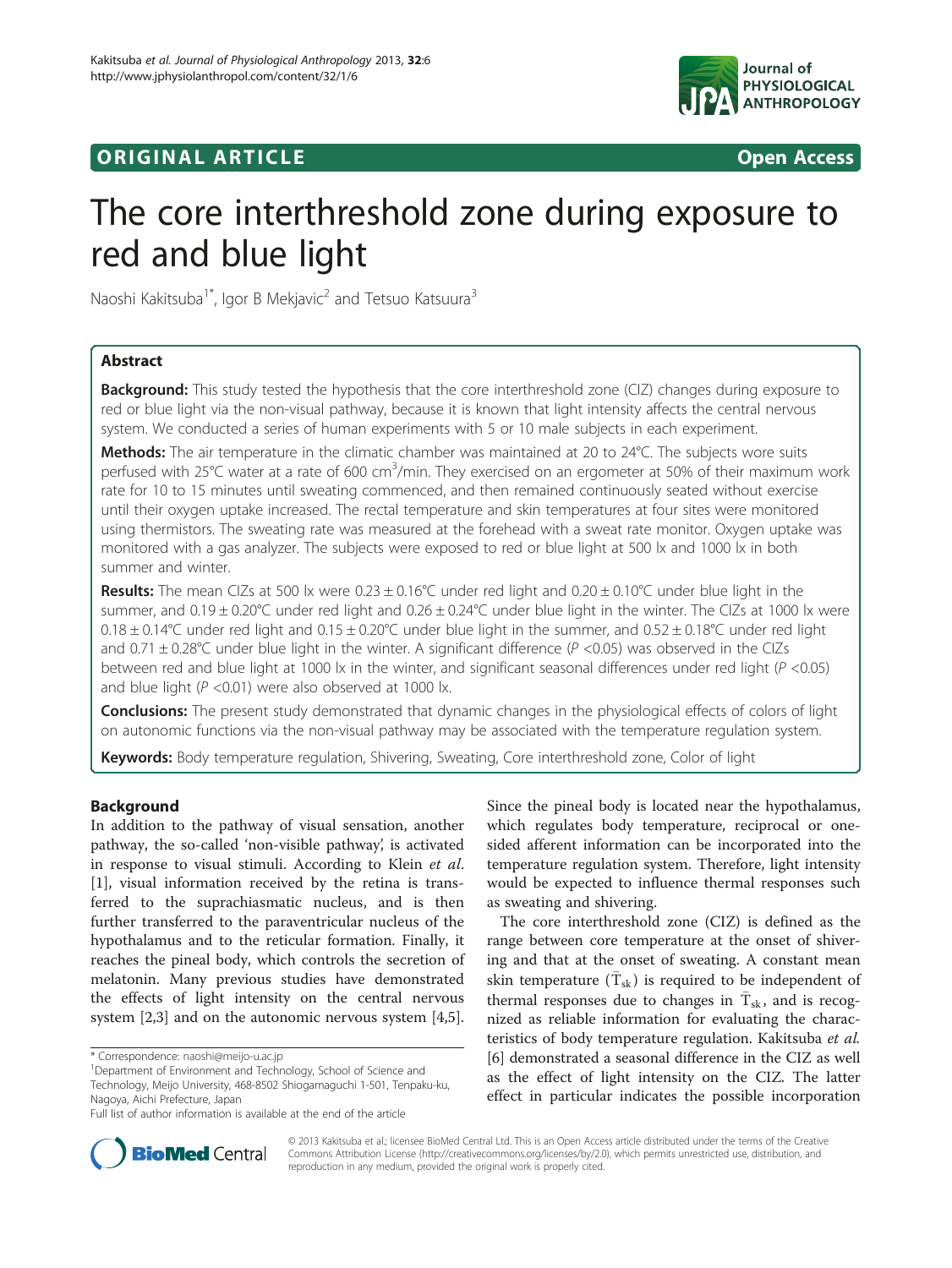ORIGINAL ARTICLE

Open Access

# The core interthreshold zone during exposure to red and blue light

Naoshi Kakitsuba[1*], Igor B Mekjavic[2] and Tetsuo Katsuura[3]

## Abstract

**Background:** This study tested the hypothesis that the core interthreshold zone (CIZ) changes during exposure to red or blue light via the non-visual pathway, because it is known that light intensity affects the central nervous system. We conducted a series of human experiments with 5 or 10 male subjects in each experiment.

**Methods:** The air temperature in the climatic chamber was maintained at 20 to 24°C. The subjects wore suits perfused with 25°C water at a rate of 600 cm$^3$/min. They exercised on an ergometer at 50% of their maximum work rate for 10 to 15 minutes until sweating commenced, and then remained continuously seated without exercise until their oxygen uptake increased. The rectal temperature and skin temperatures at four sites were monitored using thermistors. The sweating rate was measured at the forehead with a sweat rate monitor. Oxygen uptake was monitored with a gas analyzer. The subjects were exposed to red or blue light at 500 lx and 1000 lx in both summer and winter.

**Results:** The mean CIZs at 500 lx were 0.23 ± 0.16°C under red light and 0.20 ± 0.10°C under blue light in the summer, and 0.19 ± 0.20°C under red light and 0.26 ± 0.24°C under blue light in the winter. The CIZs at 1000 lx were 0.18 ± 0.14°C under red light and 0.15 ± 0.20°C under blue light in the summer, and 0.52 ± 0.18°C under red light and 0.71 ± 0.28°C under blue light in the winter. A significant difference ($P$ <0.05) was observed in the CIZs between red and blue light at 1000 lx in the winter, and significant seasonal differences under red light ($P$ <0.05) and blue light ($P$ <0.01) were also observed at 1000 lx.

**Conclusions:** The present study demonstrated that dynamic changes in the physiological effects of colors of light on autonomic functions via the non-visual pathway may be associated with the temperature regulation system.

**Keywords:** Body temperature regulation, Shivering, Sweating, Core interthreshold zone, Color of light

## Background

In addition to the pathway of visual sensation, another pathway, the so-called 'non-visible pathway', is activated in response to visual stimuli. According to Klein *et al.* [1], visual information received by the retina is transferred to the suprachiasmatic nucleus, and is then further transferred to the paraventricular nucleus of the hypothalamus and to the reticular formation. Finally, it reaches the pineal body, which controls the secretion of melatonin. Many previous studies have demonstrated the effects of light intensity on the central nervous system [2,3] and on the autonomic nervous system [4,5].

Since the pineal body is located near the hypothalamus, which regulates body temperature, reciprocal or one-sided afferent information can be incorporated into the temperature regulation system. Therefore, light intensity would be expected to influence thermal responses such as sweating and shivering.

The core interthreshold zone (CIZ) is defined as the range between core temperature at the onset of shivering and that at the onset of sweating. A constant mean skin temperature ($\bar{T}_{sk}$) is required to be independent of thermal responses due to changes in $\bar{T}_{sk}$, and is recognized as reliable information for evaluating the characteristics of body temperature regulation. Kakitsuba *et al.* [6] demonstrated a seasonal difference in the CIZ as well as the effect of light intensity on the CIZ. The latter effect in particular indicates the possible incorporation

\* Correspondence: naoshi@meijo-u.ac.jp
[1]Department of Environment and Technology, School of Science and Technology, Meijo University, 468-8502 Shiogamaguchi 1-501, Tenpaku-ku, Nagoya, Aichi Prefecture, Japan
Full list of author information is available at the end of the article

© 2013 Kakitsuba et al.; licensee BioMed Central Ltd. This is an Open Access article distributed under the terms of the Creative Commons Attribution License (http://creativecommons.org/licenses/by/2.0), which permits unrestricted use, distribution, and reproduction in any medium, provided the original work is properly cited.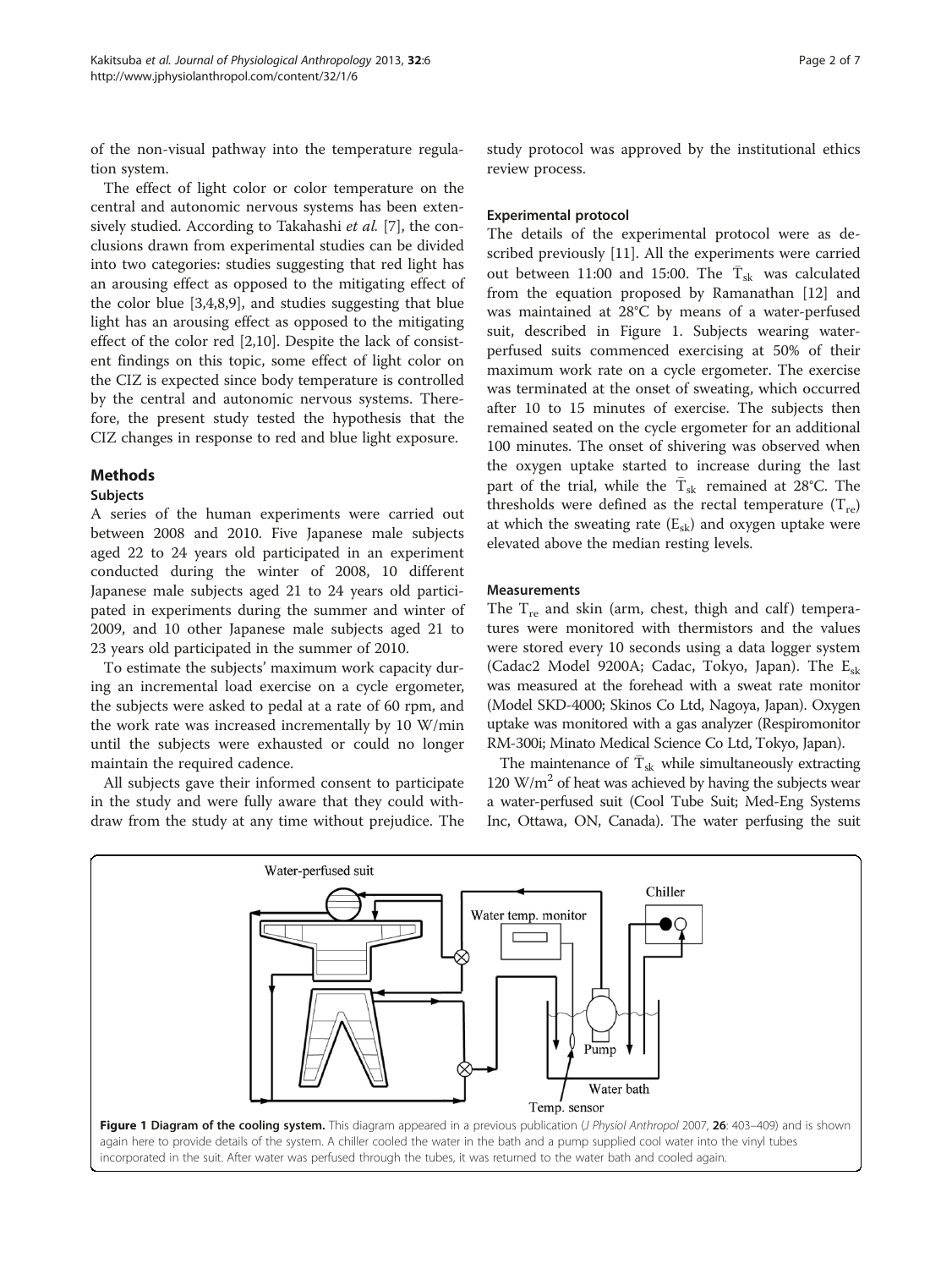of the non-visual pathway into the temperature regulation system.

The effect of light color or color temperature on the central and autonomic nervous systems has been extensively studied. According to Takahashi *et al.* [7], the conclusions drawn from experimental studies can be divided into two categories: studies suggesting that red light has an arousing effect as opposed to the mitigating effect of the color blue [3,4,8,9], and studies suggesting that blue light has an arousing effect as opposed to the mitigating effect of the color red [2,10]. Despite the lack of consistent findings on this topic, some effect of light color on the CIZ is expected since body temperature is controlled by the central and autonomic nervous systems. Therefore, the present study tested the hypothesis that the CIZ changes in response to red and blue light exposure.

## Methods

### Subjects

A series of the human experiments were carried out between 2008 and 2010. Five Japanese male subjects aged 22 to 24 years old participated in an experiment conducted during the winter of 2008, 10 different Japanese male subjects aged 21 to 24 years old participated in experiments during the summer and winter of 2009, and 10 other Japanese male subjects aged 21 to 23 years old participated in the summer of 2010.

To estimate the subjects' maximum work capacity during an incremental load exercise on a cycle ergometer, the subjects were asked to pedal at a rate of 60 rpm, and the work rate was increased incrementally by 10 W/min until the subjects were exhausted or could no longer maintain the required cadence.

All subjects gave their informed consent to participate in the study and were fully aware that they could withdraw from the study at any time without prejudice. The study protocol was approved by the institutional ethics review process.

### Experimental protocol

The details of the experimental protocol were as described previously [11]. All the experiments were carried out between 11:00 and 15:00. The $\bar{T}_{sk}$ was calculated from the equation proposed by Ramanathan [12] and was maintained at 28°C by means of a water-perfused suit, described in Figure 1. Subjects wearing water-perfused suits commenced exercising at 50% of their maximum work rate on a cycle ergometer. The exercise was terminated at the onset of sweating, which occurred after 10 to 15 minutes of exercise. The subjects then remained seated on the cycle ergometer for an additional 100 minutes. The onset of shivering was observed when the oxygen uptake started to increase during the last part of the trial, while the $\bar{T}_{sk}$ remained at 28°C. The thresholds were defined as the rectal temperature ($T_{re}$) at which the sweating rate ($E_{sk}$) and oxygen uptake were elevated above the median resting levels.

### Measurements

The $T_{re}$ and skin (arm, chest, thigh and calf) temperatures were monitored with thermistors and the values were stored every 10 seconds using a data logger system (Cadac2 Model 9200A; Cadac, Tokyo, Japan). The $E_{sk}$ was measured at the forehead with a sweat rate monitor (Model SKD-4000; Skinos Co Ltd, Nagoya, Japan). Oxygen uptake was monitored with a gas analyzer (Respiromonitor RM-300i; Minato Medical Science Co Ltd, Tokyo, Japan).

The maintenance of $\bar{T}_{sk}$ while simultaneously extracting 120 W/m$^2$ of heat was achieved by having the subjects wear a water-perfused suit (Cool Tube Suit; Med-Eng Systems Inc, Ottawa, ON, Canada). The water perfusing the suit

**Figure 1 Diagram of the cooling system.** This diagram appeared in a previous publication (*J Physiol Anthropol* 2007, **26**: 403–409) and is shown again here to provide details of the system. A chiller cooled the water in the bath and a pump supplied cool water into the vinyl tubes incorporated in the suit. After water was perfused through the tubes, it was returned to the water bath and cooled again.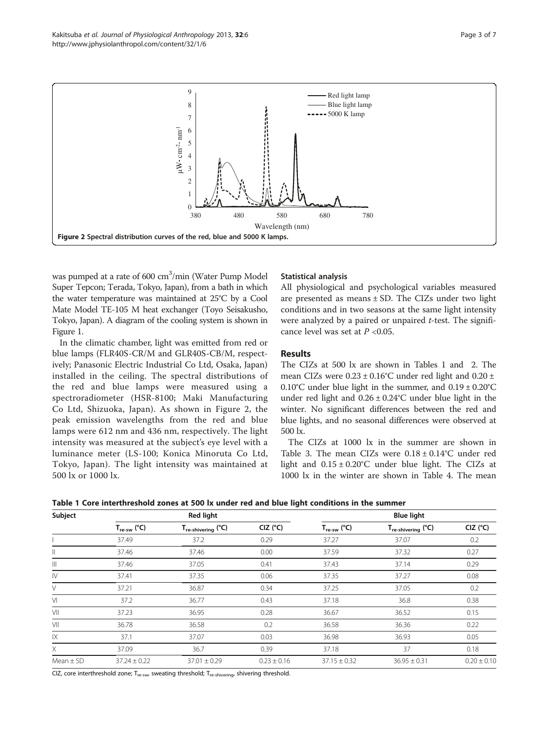Figure 2 Spectral distribution curves of the red, blue and 5000 K lamps.

was pumped at a rate of 600 $cm^3$/min (Water Pump Model Super Tepcon; Terada, Tokyo, Japan), from a bath in which the water temperature was maintained at 25°C by a Cool Mate Model TE-105 M heat exchanger (Toyo Seisakusho, Tokyo, Japan). A diagram of the cooling system is shown in Figure 1.

In the climatic chamber, light was emitted from red or blue lamps (FLR40S-CR/M and GLR40S-CB/M, respectively; Panasonic Electric Industrial Co Ltd, Osaka, Japan) installed in the ceiling. The spectral distributions of the red and blue lamps were measured using a spectroradiometer (HSR-8100; Maki Manufacturing Co Ltd, Shizuoka, Japan). As shown in Figure 2, the peak emission wavelengths from the red and blue lamps were 612 nm and 436 nm, respectively. The light intensity was measured at the subject's eye level with a luminance meter (LS-100; Konica Minoruta Co Ltd, Tokyo, Japan). The light intensity was maintained at 500 lx or 1000 lx.

### Statistical analysis

All physiological and psychological variables measured are presented as means ± SD. The CIZs under two light conditions and in two seasons at the same light intensity were analyzed by a paired or unpaired *t*-test. The significance level was set at $P$ <0.05.

## Results

The CIZs at 500 lx are shown in Tables 1 and 2. The mean CIZs were 0.23 ± 0.16°C under red light and 0.20 ± 0.10°C under blue light in the summer, and 0.19 ± 0.20°C under red light and 0.26 ± 0.24°C under blue light in the winter. No significant differences between the red and blue lights, and no seasonal differences were observed at 500 lx.

The CIZs at 1000 lx in the summer are shown in Table 3. The mean CIZs were 0.18 ± 0.14°C under red light and 0.15 ± 0.20°C under blue light. The CIZs at 1000 lx in the winter are shown in Table 4. The mean

**Table 1 Core interthreshold zones at 500 lx under red and blue light conditions in the summer**

| Subject | Red light | | | Blue light | | |
|---|---|---|---|---|---|---|
| | $T_{re\text{-}sw}$ (°C) | $T_{re\text{-}shivering}$ (°C) | CIZ (°C) | $T_{re\text{-}sw}$ (°C) | $T_{re\text{-}shivering}$ (°C) | CIZ (°C) |
| I | 37.49 | 37.2 | 0.29 | 37.27 | 37.07 | 0.2 |
| II | 37.46 | 37.46 | 0.00 | 37.59 | 37.32 | 0.27 |
| III | 37.46 | 37.05 | 0.41 | 37.43 | 37.14 | 0.29 |
| IV | 37.41 | 37.35 | 0.06 | 37.35 | 37.27 | 0.08 |
| V | 37.21 | 36.87 | 0.34 | 37.25 | 37.05 | 0.2 |
| VI | 37.2 | 36.77 | 0.43 | 37.18 | 36.8 | 0.38 |
| VII | 37.23 | 36.95 | 0.28 | 36.67 | 36.52 | 0.15 |
| VII | 36.78 | 36.58 | 0.2 | 36.58 | 36.36 | 0.22 |
| IX | 37.1 | 37.07 | 0.03 | 36.98 | 36.93 | 0.05 |
| X | 37.09 | 36.7 | 0.39 | 37.18 | 37 | 0.18 |
| Mean ± SD | 37.24 ± 0.22 | 37.01 ± 0.29 | 0.23 ± 0.16 | 37.15 ± 0.32 | 36.95 ± 0.31 | 0.20 ± 0.10 |

CIZ, core interthreshold zone; $T_{re\text{-}sw}$, sweating threshold; $T_{re\text{-}shivering}$, shivering threshold.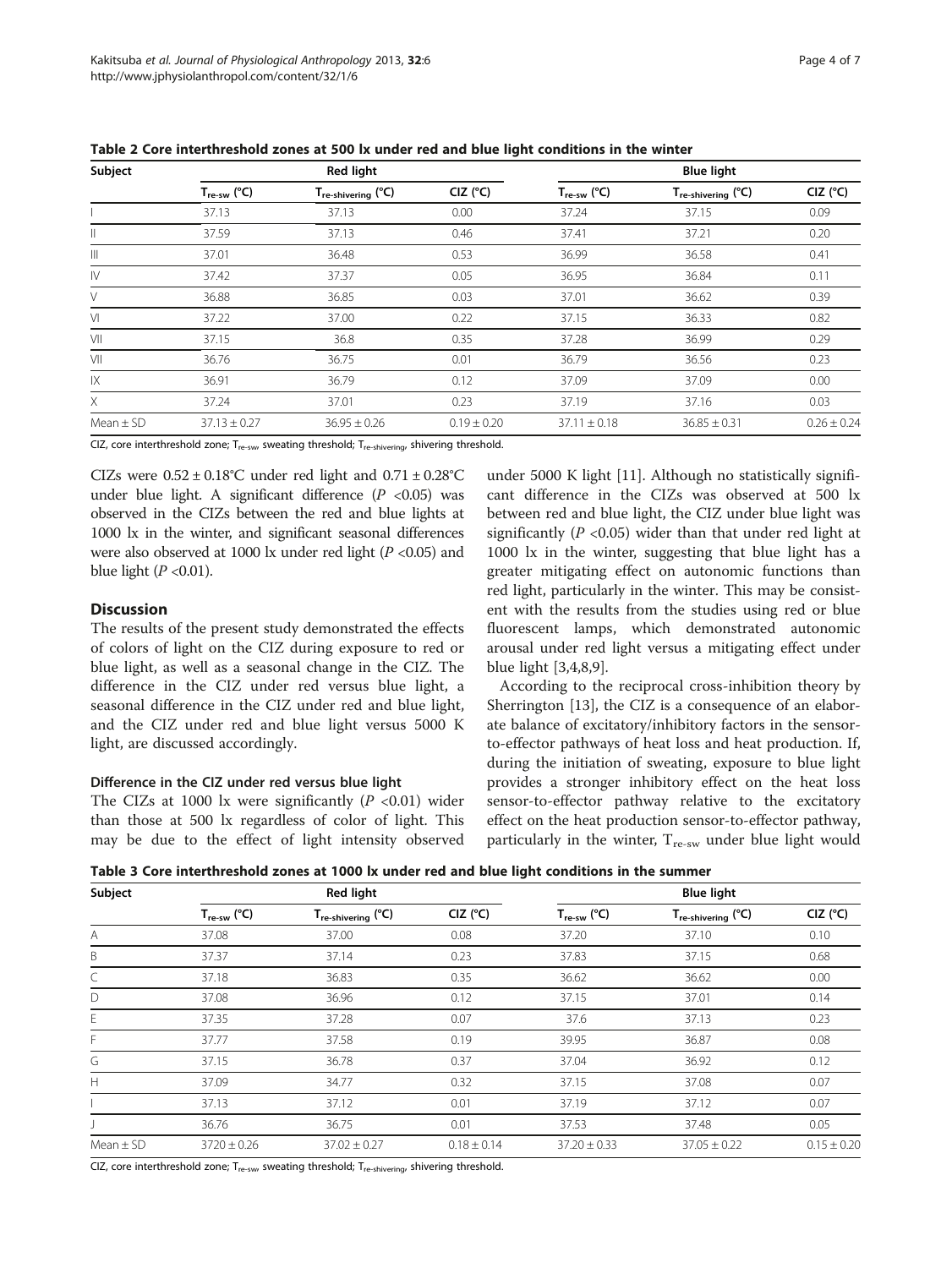**Table 2 Core interthreshold zones at 500 lx under red and blue light conditions in the winter**

| Subject | Red light | | | Blue light | | |
|---|---|---|---|---|---|---|
| | $T_{re\text{-}sw}$ (°C) | $T_{re\text{-}shivering}$ (°C) | CIZ (°C) | $T_{re\text{-}sw}$ (°C) | $T_{re\text{-}shivering}$ (°C) | CIZ (°C) |
| I | 37.13 | 37.13 | 0.00 | 37.24 | 37.15 | 0.09 |
| II | 37.59 | 37.13 | 0.46 | 37.41 | 37.21 | 0.20 |
| III | 37.01 | 36.48 | 0.53 | 36.99 | 36.58 | 0.41 |
| IV | 37.42 | 37.37 | 0.05 | 36.95 | 36.84 | 0.11 |
| V | 36.88 | 36.85 | 0.03 | 37.01 | 36.62 | 0.39 |
| VI | 37.22 | 37.00 | 0.22 | 37.15 | 36.33 | 0.82 |
| VII | 37.15 | 36.8 | 0.35 | 37.28 | 36.99 | 0.29 |
| VII | 36.76 | 36.75 | 0.01 | 36.79 | 36.56 | 0.23 |
| IX | 36.91 | 36.79 | 0.12 | 37.09 | 37.09 | 0.00 |
| X | 37.24 | 37.01 | 0.23 | 37.19 | 37.16 | 0.03 |
| Mean ± SD | 37.13 ± 0.27 | 36.95 ± 0.26 | 0.19 ± 0.20 | 37.11 ± 0.18 | 36.85 ± 0.31 | 0.26 ± 0.24 |

CIZ, core interthreshold zone; $T_{re\text{-}sw}$, sweating threshold; $T_{re\text{-}shivering}$, shivering threshold.

CIZs were 0.52 ± 0.18°C under red light and 0.71 ± 0.28°C under blue light. A significant difference ($P$ <0.05) was observed in the CIZs between the red and blue lights at 1000 lx in the winter, and significant seasonal differences were also observed at 1000 lx under red light ($P$ <0.05) and blue light ($P$ <0.01).

## Discussion

The results of the present study demonstrated the effects of colors of light on the CIZ during exposure to red or blue light, as well as a seasonal change in the CIZ. The difference in the CIZ under red versus blue light, a seasonal difference in the CIZ under red and blue light, and the CIZ under red and blue light versus 5000 K light, are discussed accordingly.

### Difference in the CIZ under red versus blue light

The CIZs at 1000 lx were significantly ($P$ <0.01) wider than those at 500 lx regardless of color of light. This may be due to the effect of light intensity observed under 5000 K light [11]. Although no statistically significant difference in the CIZs was observed at 500 lx between red and blue light, the CIZ under blue light was significantly ($P$ <0.05) wider than that under red light at 1000 lx in the winter, suggesting that blue light has a greater mitigating effect on autonomic functions than red light, particularly in the winter. This may be consistent with the results from the studies using red or blue fluorescent lamps, which demonstrated autonomic arousal under red light versus a mitigating effect under blue light [3,4,8,9].

According to the reciprocal cross-inhibition theory by Sherrington [13], the CIZ is a consequence of an elaborate balance of excitatory/inhibitory factors in the sensor-to-effector pathways of heat loss and heat production. If, during the initiation of sweating, exposure to blue light provides a stronger inhibitory effect on the heat loss sensor-to-effector pathway relative to the excitatory effect on the heat production sensor-to-effector pathway, particularly in the winter, $T_{re\text{-}sw}$ under blue light would

**Table 3 Core interthreshold zones at 1000 lx under red and blue light conditions in the summer**

| Subject | Red light | | | Blue light | | |
|---|---|---|---|---|---|---|
| | $T_{re\text{-}sw}$ (°C) | $T_{re\text{-}shivering}$ (°C) | CIZ (°C) | $T_{re\text{-}sw}$ (°C) | $T_{re\text{-}shivering}$ (°C) | CIZ (°C) |
| A | 37.08 | 37.00 | 0.08 | 37.20 | 37.10 | 0.10 |
| B | 37.37 | 37.14 | 0.23 | 37.83 | 37.15 | 0.68 |
| C | 37.18 | 36.83 | 0.35 | 36.62 | 36.62 | 0.00 |
| D | 37.08 | 36.96 | 0.12 | 37.15 | 37.01 | 0.14 |
| E | 37.35 | 37.28 | 0.07 | 37.6 | 37.13 | 0.23 |
| F | 37.77 | 37.58 | 0.19 | 39.95 | 36.87 | 0.08 |
| G | 37.15 | 36.78 | 0.37 | 37.04 | 36.92 | 0.12 |
| H | 37.09 | 34.77 | 0.32 | 37.15 | 37.08 | 0.07 |
| I | 37.13 | 37.12 | 0.01 | 37.19 | 37.12 | 0.07 |
| J | 36.76 | 36.75 | 0.01 | 37.53 | 37.48 | 0.05 |
| Mean ± SD | 3720 ± 0.26 | 37.02 ± 0.27 | 0.18 ± 0.14 | 37.20 ± 0.33 | 37.05 ± 0.22 | 0.15 ± 0.20 |

CIZ, core interthreshold zone; $T_{re\text{-}sw}$, sweating threshold; $T_{re\text{-}shivering}$, shivering threshold.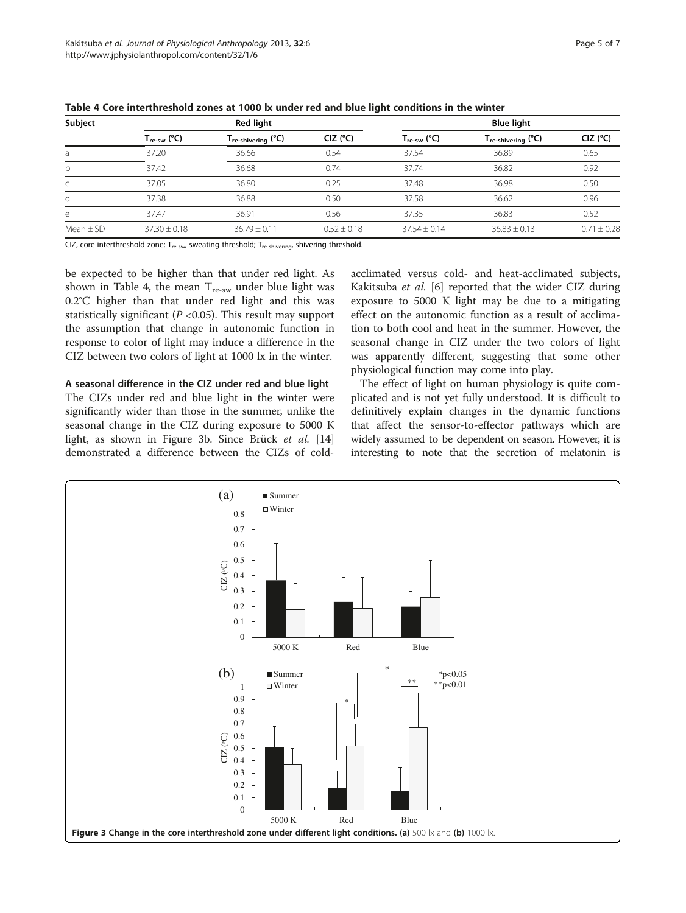**Table 4 Core interthreshold zones at 1000 lx under red and blue light conditions in the winter**

| Subject | Red light | | | Blue light | | |
|---|---|---|---|---|---|---|
| | $T_{re\text{-}sw}$ (°C) | $T_{re\text{-}shivering}$ (°C) | CIZ (°C) | $T_{re\text{-}sw}$ (°C) | $T_{re\text{-}shivering}$ (°C) | CIZ (°C) |
| a | 37.20 | 36.66 | 0.54 | 37.54 | 36.89 | 0.65 |
| b | 37.42 | 36.68 | 0.74 | 37.74 | 36.82 | 0.92 |
| c | 37.05 | 36.80 | 0.25 | 37.48 | 36.98 | 0.50 |
| d | 37.38 | 36.88 | 0.50 | 37.58 | 36.62 | 0.96 |
| e | 37.47 | 36.91 | 0.56 | 37.35 | 36.83 | 0.52 |
| Mean ± SD | 37.30 ± 0.18 | 36.79 ± 0.11 | 0.52 ± 0.18 | 37.54 ± 0.14 | 36.83 ± 0.13 | 0.71 ± 0.28 |

CIZ, core interthreshold zone; $T_{re\text{-}sw}$, sweating threshold; $T_{re\text{-}shivering}$, shivering threshold.

be expected to be higher than that under red light. As shown in Table 4, the mean $T_{re\text{-}sw}$ under blue light was 0.2°C higher than that under red light and this was statistically significant ($P$ <0.05). This result may support the assumption that change in autonomic function in response to color of light may induce a difference in the CIZ between two colors of light at 1000 lx in the winter.

### A seasonal difference in the CIZ under red and blue light

The CIZs under red and blue light in the winter were significantly wider than those in the summer, unlike the seasonal change in the CIZ during exposure to 5000 K light, as shown in Figure 3b. Since Brück *et al.* [14] demonstrated a difference between the CIZs of cold-acclimated versus cold- and heat-acclimated subjects, Kakitsuba *et al.* [6] reported that the wider CIZ during exposure to 5000 K light may be due to a mitigating effect on the autonomic function as a result of acclimation to both cool and heat in the summer. However, the seasonal change in CIZ under the two colors of light was apparently different, suggesting that some other physiological function may come into play.

The effect of light on human physiology is quite complicated and is not yet fully understood. It is difficult to definitively explain changes in the dynamic functions that affect the sensor-to-effector pathways which are widely assumed to be dependent on season. However, it is interesting to note that the secretion of melatonin is

**Figure 3** Change in the core interthreshold zone under different light conditions. **(a)** 500 lx and **(b)** 1000 lx.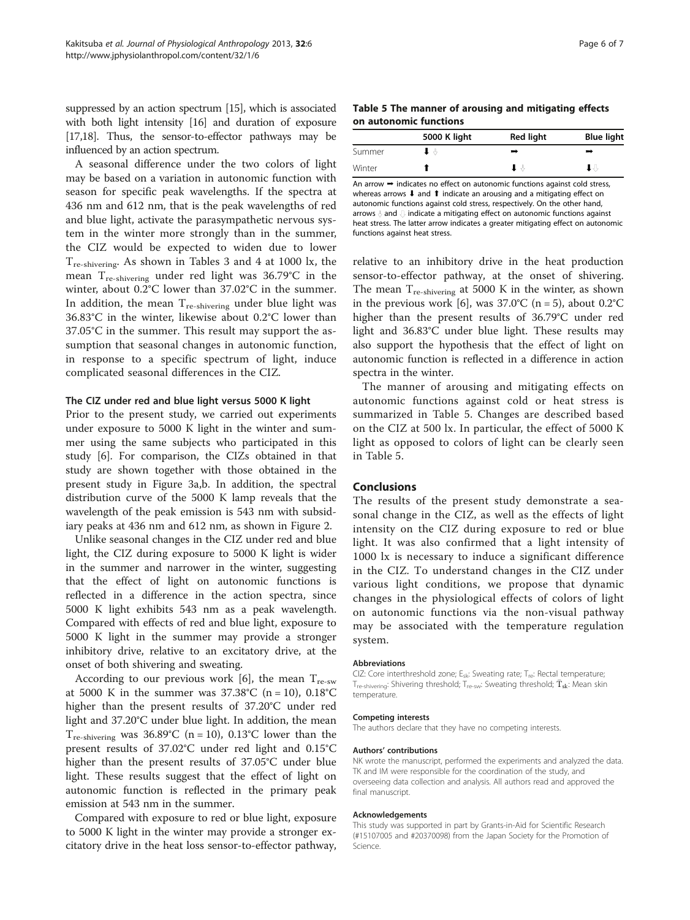suppressed by an action spectrum [15], which is associated with both light intensity [16] and duration of exposure [17,18]. Thus, the sensor-to-effector pathways may be influenced by an action spectrum.

A seasonal difference under the two colors of light may be based on a variation in autonomic function with season for specific peak wavelengths. If the spectra at 436 nm and 612 nm, that is the peak wavelengths of red and blue light, activate the parasympathetic nervous system in the winter more strongly than in the summer, the CIZ would be expected to widen due to lower $T_{re\text{-}shivering}$. As shown in Tables 3 and 4 at 1000 lx, the mean $T_{re\text{-}shivering}$ under red light was 36.79°C in the winter, about 0.2°C lower than 37.02°C in the summer. In addition, the mean $T_{re\text{-}shivering}$ under blue light was 36.83°C in the winter, likewise about 0.2°C lower than 37.05°C in the summer. This result may support the assumption that seasonal changes in autonomic function, in response to a specific spectrum of light, induce complicated seasonal differences in the CIZ.

### The CIZ under red and blue light versus 5000 K light

Prior to the present study, we carried out experiments under exposure to 5000 K light in the winter and summer using the same subjects who participated in this study [6]. For comparison, the CIZs obtained in that study are shown together with those obtained in the present study in Figure 3a,b. In addition, the spectral distribution curve of the 5000 K lamp reveals that the wavelength of the peak emission is 543 nm with subsidiary peaks at 436 nm and 612 nm, as shown in Figure 2.

Unlike seasonal changes in the CIZ under red and blue light, the CIZ during exposure to 5000 K light is wider in the summer and narrower in the winter, suggesting that the effect of light on autonomic functions is reflected in a difference in the action spectra, since 5000 K light exhibits 543 nm as a peak wavelength. Compared with effects of red and blue light, exposure to 5000 K light in the summer may provide a stronger inhibitory drive, relative to an excitatory drive, at the onset of both shivering and sweating.

According to our previous work [6], the mean $T_{re\text{-}sw}$ at 5000 K in the summer was 37.38°C (n = 10), 0.18°C higher than the present results of 37.20°C under red light and 37.20°C under blue light. In addition, the mean $T_{re\text{-}shivering}$ was 36.89°C (n = 10), 0.13°C lower than the present results of 37.02°C under red light and 0.15°C higher than the present results of 37.05°C under blue light. These results suggest that the effect of light on autonomic function is reflected in the primary peak emission at 543 nm in the summer.

Compared with exposure to red or blue light, exposure to 5000 K light in the winter may provide a stronger excitatory drive in the heat loss sensor-to-effector pathway, relative to an inhibitory drive in the heat production sensor-to-effector pathway, at the onset of shivering. The mean $T_{re\text{-}shivering}$ at 5000 K in the winter, as shown in the previous work [6], was 37.0°C (n = 5), about 0.2°C higher than the present results of 36.79°C under red light and 36.83°C under blue light. These results may also support the hypothesis that the effect of light on autonomic function is reflected in a difference in action spectra in the winter.

The manner of arousing and mitigating effects on autonomic functions against cold or heat stress is summarized in Table 5. Changes are described based on the CIZ at 500 lx. In particular, the effect of 5000 K light as opposed to colors of light can be clearly seen in Table 5.

**Table 5 The manner of arousing and mitigating effects on autonomic functions**

| | 5000 K light | Red light | Blue light |
|---|---|---|---|
| Summer | ⬇ ⇩ | ➡ | ➡ |
| Winter | ⬆ | ⬇ ⇩ | ⬇ ⇩ |

An arrow ➡ indicates no effect on autonomic functions against cold stress, whereas arrows ⬇ and ⬆ indicate an arousing and a mitigating effect on autonomic functions against cold stress, respectively. On the other hand, arrows ⇩ and ⇩ indicate a mitigating effect on autonomic functions against heat stress. The latter arrow indicates a greater mitigating effect on autonomic functions against heat stress.

## Conclusions

The results of the present study demonstrate a seasonal change in the CIZ, as well as the effects of light intensity on the CIZ during exposure to red or blue light. It was also confirmed that a light intensity of 1000 lx is necessary to induce a significant difference in the CIZ. To understand changes in the CIZ under various light conditions, we propose that dynamic changes in the physiological effects of colors of light on autonomic functions via the non-visual pathway may be associated with the temperature regulation system.

#### Abbreviations

CIZ: Core interthreshold zone; $E_{sk}$: Sweating rate; $T_{re}$: Rectal temperature; $T_{re\text{-}shivering}$: Shivering threshold; $T_{re\text{-}sw}$: Sweating threshold; $\bar{T}_{sk}$: Mean skin temperature.

#### Competing interests

The authors declare that they have no competing interests.

#### Authors' contributions

NK wrote the manuscript, performed the experiments and analyzed the data. TK and IM were responsible for the coordination of the study, and overseeing data collection and analysis. All authors read and approved the final manuscript.

#### Acknowledgements

This study was supported in part by Grants-in-Aid for Scientific Research (#15107005 and #20370098) from the Japan Society for the Promotion of Science.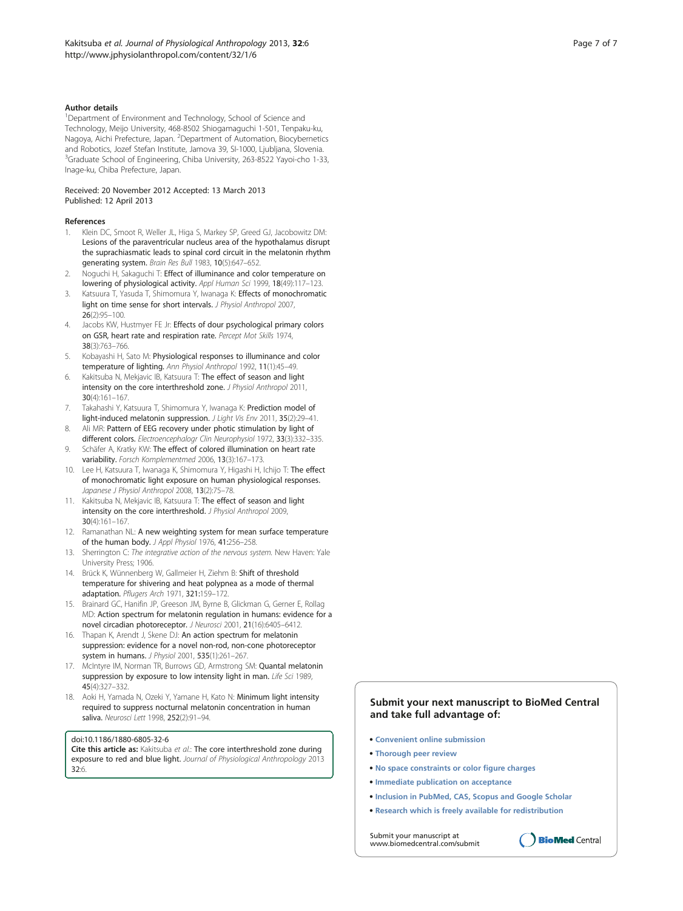### Author details

[1]Department of Environment and Technology, School of Science and Technology, Meijo University, 468-8502 Shiogamaguchi 1-501, Tenpaku-ku, Nagoya, Aichi Prefecture, Japan. [2]Department of Automation, Biocybernetics and Robotics, Jozef Stefan Institute, Jamova 39, SI-1000, Ljubljana, Slovenia. [3]Graduate School of Engineering, Chiba University, 263-8522 Yayoi-cho 1-33, Inage-ku, Chiba Prefecture, Japan.

Received: 20 November 2012 Accepted: 13 March 2013
Published: 12 April 2013

### References

1. Klein DC, Smoot R, Weller JL, Higa S, Markey SP, Greed GJ, Jacobowitz DM: **Lesions of the paraventricular nucleus area of the hypothalamus disrupt the suprachiasmatic leads to spinal cord circuit in the melatonin rhythm generating system.** *Brain Res Bull* 1983, **10**(5):647–652.
2. Noguchi H, Sakaguchi T: **Effect of illuminance and color temperature on lowering of physiological activity.** *Appl Human Sci* 1999, **18**(49):117–123.
3. Katsuura T, Yasuda T, Shimomura Y, Iwanaga K: **Effects of monochromatic light on time sense for short intervals.** *J Physiol Anthropol* 2007, **26**(2):95–100.
4. Jacobs KW, Hustmyer FE Jr: **Effects of dour psychological primary colors on GSR, heart rate and respiration rate.** *Percept Mot Skills* 1974, **38**(3):763–766.
5. Kobayashi H, Sato M: **Physiological responses to illuminance and color temperature of lighting.** *Ann Physiol Anthropol* 1992, **11**(1):45–49.
6. Kakitsuba N, Mekjavic IB, Katsuura T: **The effect of season and light intensity on the core interthreshold zone.** *J Physiol Anthropol* 2011, **30**(4):161–167.
7. Takahashi Y, Katsuura T, Shimomura Y, Iwanaga K: **Prediction model of light-induced melatonin suppression.** *J Light Vis Env* 2011, **35**(2):29–41.
8. Ali MR: **Pattern of EEG recovery under photic stimulation by light of different colors.** *Electroencephalogr Clin Neurophysiol* 1972, **33**(3):332–335.
9. Schäfer A, Kratky KW: **The effect of colored illumination on heart rate variability.** *Forsch Komplementmed* 2006, **13**(3):167–173.
10. Lee H, Katsuura T, Iwanaga K, Shimomura Y, Higashi H, Ichijo T: **The effect of monochromatic light exposure on human physiological responses.** *Japanese J Physiol Anthropol* 2008, **13**(2):75–78.
11. Kakitsuba N, Mekjavic IB, Katsuura T: **The effect of season and light intensity on the core interthreshold.** *J Physiol Anthropol* 2009, **30**(4):161–167.
12. Ramanathan NL: **A new weighting system for mean surface temperature of the human body.** *J Appl Physiol* 1976, **41:**256–258.
13. Sherrington C: *The integrative action of the nervous system.* New Haven: Yale University Press; 1906.
14. Brück K, Wünnenberg W, Gallmeier H, Ziehm B: **Shift of threshold temperature for shivering and heat polypnea as a mode of thermal adaptation.** *Pflugers Arch* 1971, **321:**159–172.
15. Brainard GC, Hanifin JP, Greeson JM, Byrne B, Glickman G, Gerner E, Rollag MD: **Action spectrum for melatonin regulation in humans: evidence for a novel circadian photoreceptor.** *J Neurosci* 2001, **21**(16):6405–6412.
16. Thapan K, Arendt J, Skene DJ: **An action spectrum for melatonin suppression: evidence for a novel non-rod, non-cone photoreceptor system in humans.** *J Physiol* 2001, **535**(1):261–267.
17. McIntyre IM, Norman TR, Burrows GD, Armstrong SM: **Quantal melatonin suppression by exposure to low intensity light in man.** *Life Sci* 1989, **45**(4):327–332.
18. Aoki H, Yamada N, Ozeki Y, Yamane H, Kato N: **Minimum light intensity required to suppress nocturnal melatonin concentration in human saliva.** *Neurosci Lett* 1998, **252**(2):91–94.

doi:10.1186/1880-6805-32-6
**Cite this article as:** Kakitsuba *et al.*: The core interthreshold zone during exposure to red and blue light. *Journal of Physiological Anthropology* 2013 32:6.

**Submit your next manuscript to BioMed Central and take full advantage of:**

- **Convenient online submission**
- **Thorough peer review**
- **No space constraints or color figure charges**
- **Immediate publication on acceptance**
- **Inclusion in PubMed, CAS, Scopus and Google Scholar**
- **Research which is freely available for redistribution**

Submit your manuscript at
www.biomedcentral.com/submit

BioMed Central